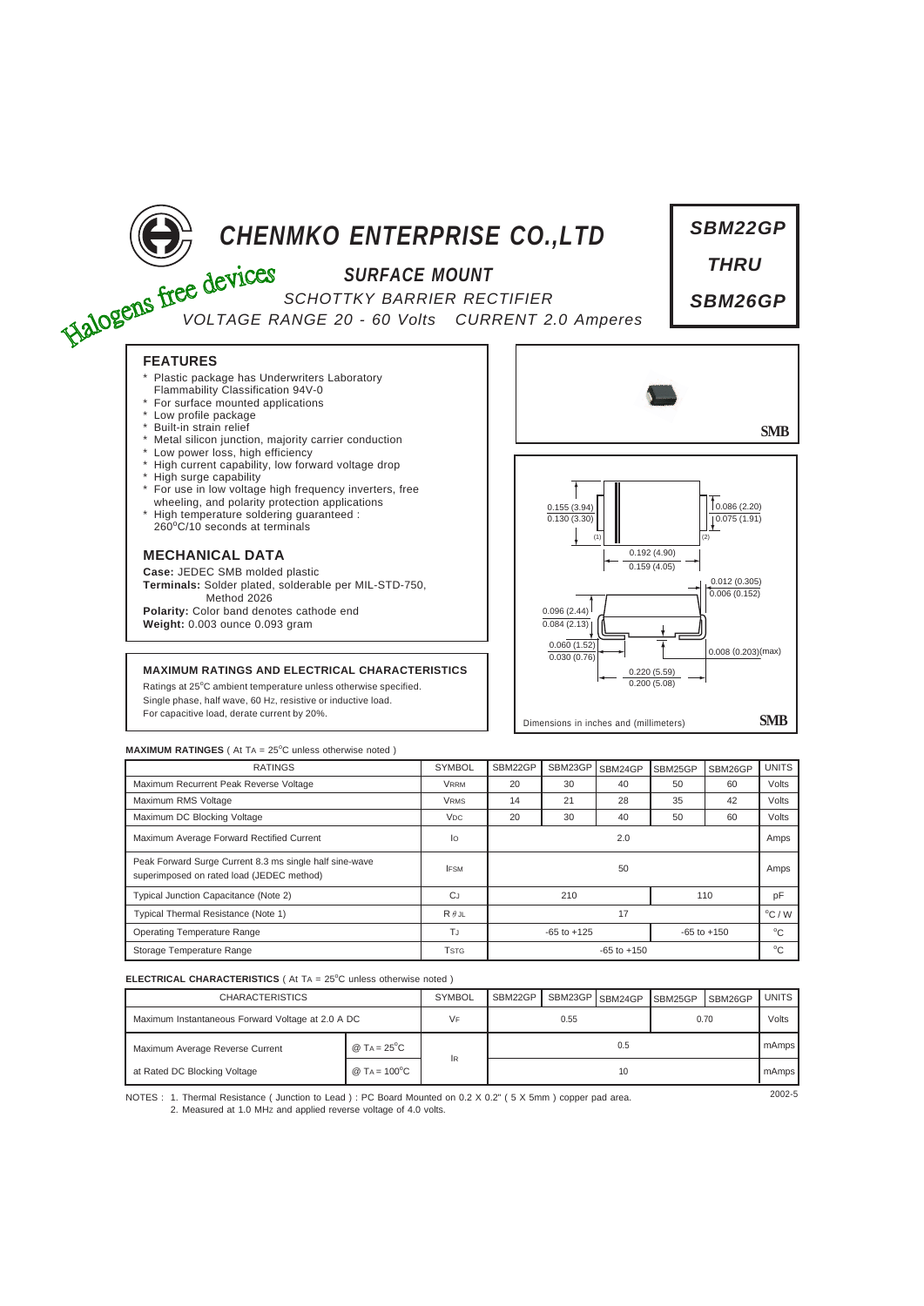# CHENMKO ENTERPRISE CO.,LTD

Halogens free devices

## SBM22GP THRU SBM26GP

### SURFACE MOUNT

*SCHOTTKY BARRIER RECTIFIER*

*VOLTAGE RANGE 20 - 60 Volts CURRENT 2.0 Amperes*

## FEATURES

- Plastic package has Underwriters Laboratory Flammability Classification 94V-0
- For surface mounted applications
- Low profile package
- Built-in strain relief
- Metal silicon junction, majority carrier conduction
- Low power loss, high efficiency
- High current capability, low forward voltage drop
- High surge capability
- For use in low voltage high frequency inverters, free wheeling, and polarity protection applications
- High temperature soldering guaranteed : 260°C/10 seconds at terminals

## MECHANICAL DATA

**Case:** JEDEC SMB molded plastic
**Terminals:** Solder plated, solderable per MIL-STD-750, Method 2026
**Polarity:** Color band denotes cathode end
**Weight:** 0.003 ounce 0.093 gram

SMB

0.155 (3.94) / 0.130 (3.30); 0.086 (2.20) / 0.075 (1.91); 0.192 (4.90) / 0.159 (4.05); 0.012 (0.305) / 0.006 (0.152); 0.096 (2.44) / 0.084 (2.13); 0.060 (1.52) / 0.030 (0.76); 0.008 (0.203)(max); 0.220 (5.59) / 0.200 (5.08)

Dimensions in inches and (millimeters)

SMB

## MAXIMUM RATINGS AND ELECTRICAL CHARACTERISTICS

Ratings at 25°C ambient temperature unless otherwise specified.
Single phase, half wave, 60 Hz, resistive or inductive load.
For capacitive load, derate current by 20%.

**MAXIMUM RATINGES** ( At $T_A$ = 25°C unless otherwise noted )

| RATINGS | SYMBOL | SBM22GP | SBM23GP | SBM24GP | SBM25GP | SBM26GP | UNITS |
|---|---|---|---|---|---|---|---|
| Maximum Recurrent Peak Reverse Voltage | $V_{RRM}$ | 20 | 30 | 40 | 50 | 60 | Volts |
| Maximum RMS Voltage | $V_{RMS}$ | 14 | 21 | 28 | 35 | 42 | Volts |
| Maximum DC Blocking Voltage | $V_{DC}$ | 20 | 30 | 40 | 50 | 60 | Volts |
| Maximum Average Forward Rectified Current | $I_O$ | 2.0 | | | | | Amps |
| Peak Forward Surge Current 8.3 ms single half sine-wave superimposed on rated load (JEDEC method) | $I_{FSM}$ | 50 | | | | | Amps |
| Typical Junction Capacitance (Note 2) | $C_J$ | 210 | | | 110 | | pF |
| Typical Thermal Resistance (Note 1) | $R_{\theta JL}$ | 17 | | | | | °C / W |
| Operating Temperature Range | $T_J$ | -65 to +125 | | | -65 to +150 | | °C |
| Storage Temperature Range | $T_{STG}$ | -65 to +150 | | | | | °C |

**ELECTRICAL CHARACTERISTICS** ( At $T_A$ = 25°C unless otherwise noted )

| CHARACTERISTICS | | SYMBOL | SBM22GP | SBM23GP | SBM24GP | SBM25GP | SBM26GP | UNITS |
|---|---|---|---|---|---|---|---|---|
| Maximum Instantaneous Forward Voltage at 2.0 A DC | | $V_F$ | 0.55 | | | 0.70 | | Volts |
| Maximum Average Reverse Current | @ $T_A$ = 25°C | $I_R$ | 0.5 | | | | | mAmps |
| at Rated DC Blocking Voltage | @ $T_A$ = 100°C | | 10 | | | | | mAmps |

NOTES : 1. Thermal Resistance ( Junction to Lead ) : PC Board Mounted on 0.2 X 0.2" ( 5 X 5mm ) copper pad area.
2. Measured at 1.0 MHz and applied reverse voltage of 4.0 volts.

2002-5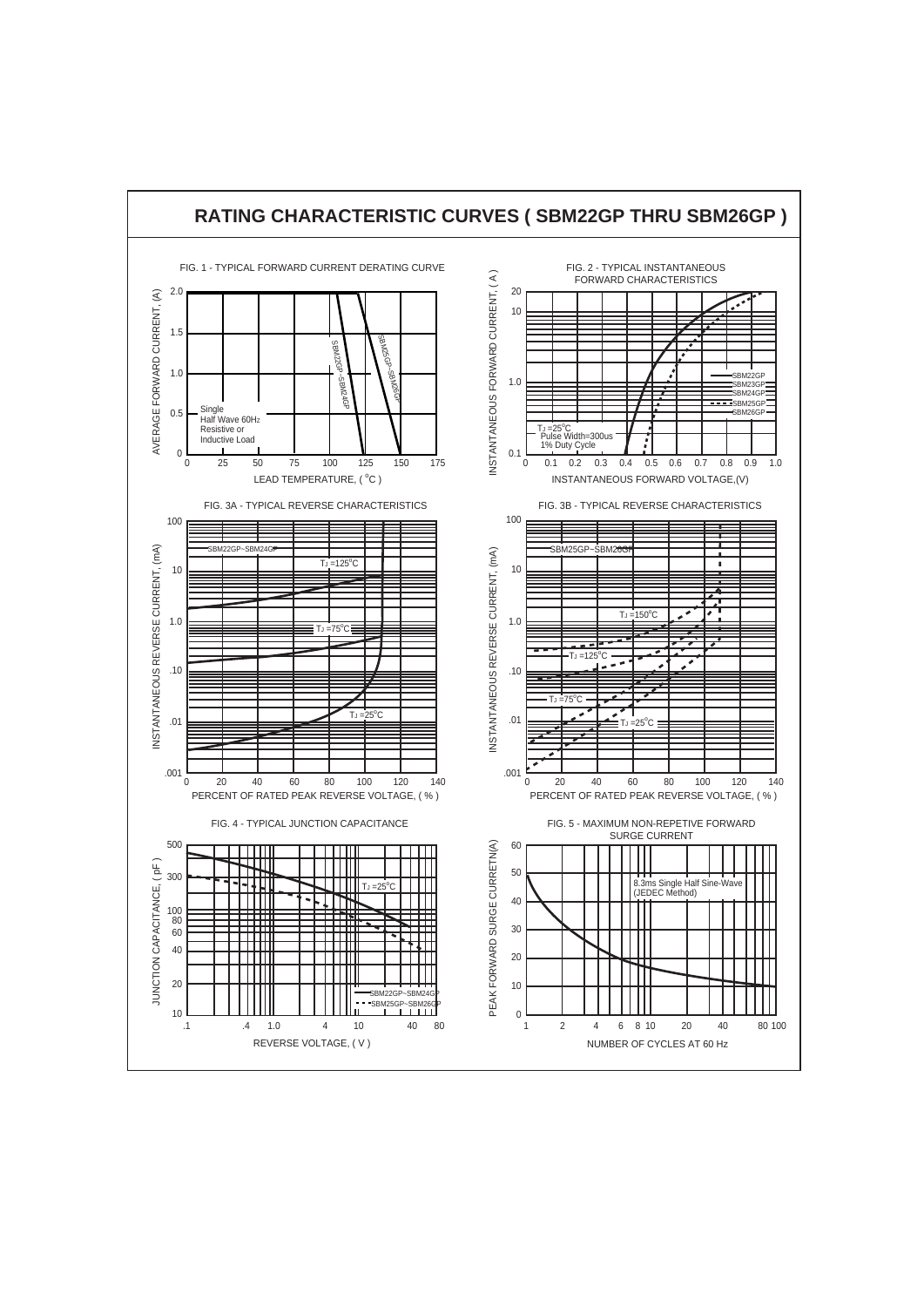# RATING CHARACTERISTIC CURVES ( SBM22GP THRU SBM26GP )

FIG. 1 - TYPICAL FORWARD CURRENT DERATING CURVE

AVERAGE FORWARD CURRENT, (A)

2.0
1.5
1.0
0.5
0

SBM22GP~SBM24GP
SBM25GP~SBM26GP

Single
Half Wave 60Hz
Resistive or
Inductive Load

0 25 50 75 100 125 150 175

LEAD TEMPERATURE, ( °C )

FIG. 2 - TYPICAL INSTANTANEOUS FORWARD CHARACTERISTICS

INSTANTANEOUS FORWARD CURRENT, ( A )

20
10
1.0
0.1

SBM22GP
SBM23GP
SBM24GP
SBM25GP
SBM26GP

TJ =25°C
Pulse Width=300us
1% Duty Cycle

0 0.1 0.2 0.3 0.4 0.5 0.6 0.7 0.8 0.9 1.0

INSTANTANEOUS FORWARD VOLTAGE,(V)

FIG. 3A - TYPICAL REVERSE CHARACTERISTICS

INSTANTANEOUS REVERSE CURRENT, (mA)

100
10
1.0
.10
.01
.001

SBM22GP~SBM24GP

TJ =125°C
TJ =75°C
TJ =25°C

0 20 40 60 80 100 120 140

PERCENT OF RATED PEAK REVERSE VOLTAGE, ( % )

FIG. 3B - TYPICAL REVERSE CHARACTERISTICS

INSTANTANEOUS REVERSE CURRENT, (mA)

100
10
1.0
.10
.01
.001

SBM25GP~SBM26GP

TJ =150°C
TJ =125°C
TJ =75°C
TJ =25°C

0 20 40 60 80 100 120 140

PERCENT OF RATED PEAK REVERSE VOLTAGE, ( % )

FIG. 4 - TYPICAL JUNCTION CAPACITANCE

JUNCTION CAPACITANCE, ( pF )

500
300
100
80
60
40
20
10

TJ =25°C

SBM22GP~SBM24GP
SBM25GP~SBM26GP

.1 .4 1.0 4 10 40 80

REVERSE VOLTAGE, ( V )

FIG. 5 - MAXIMUM NON-REPETIVE FORWARD SURGE CURRENT

PEAK FORWARD SURGE CURRETN(A)

60
50
40
30
20
10
0

8.3ms Single Half Sine-Wave
(JEDEC Method)

1 2 4 6 8 10 20 40 80 100

NUMBER OF CYCLES AT 60 Hz